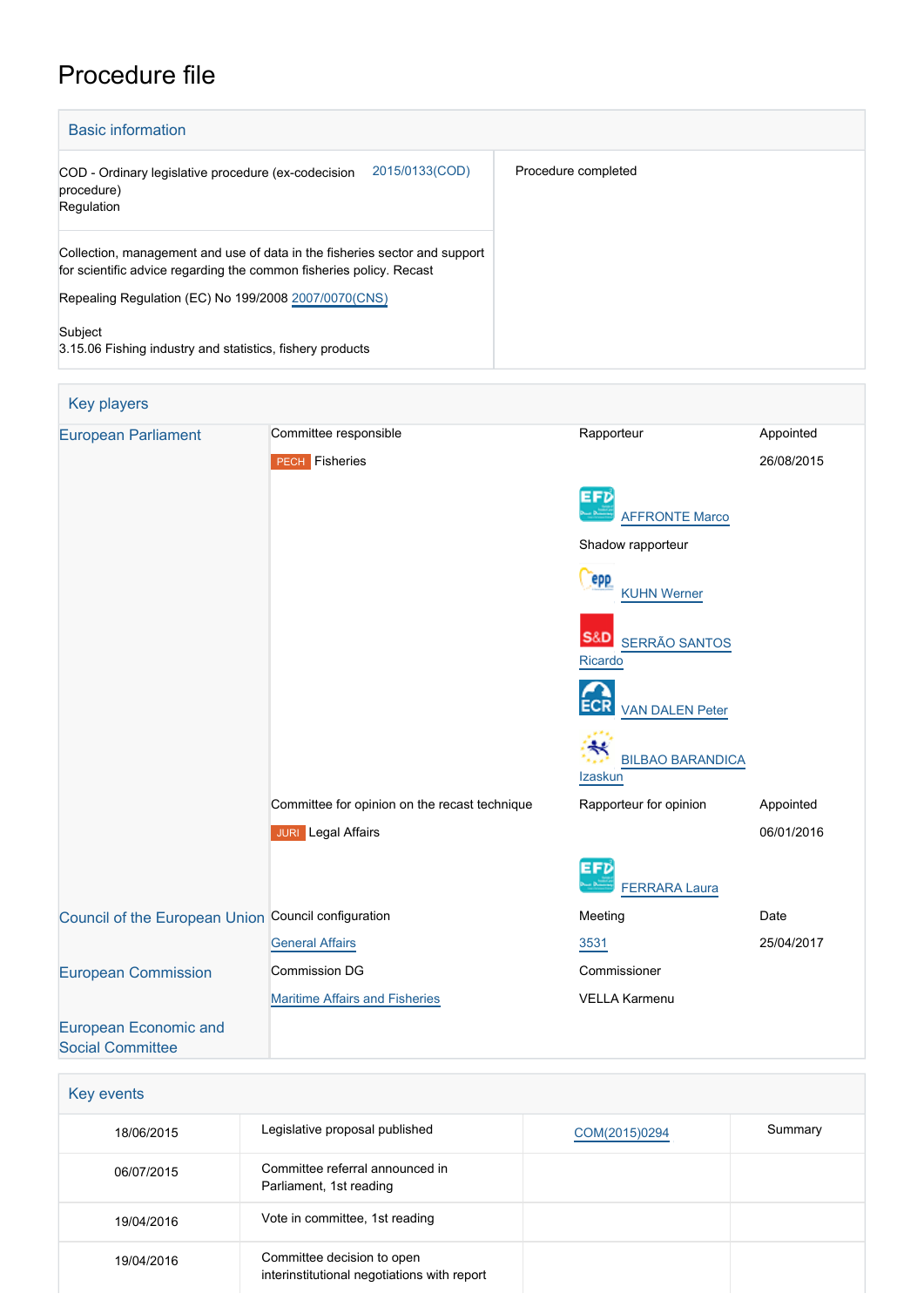# Procedure file

## Basic information

| | |
|---|---|
| COD - Ordinary legislative procedure (ex-codecision procedure) Regulation — 2015/0133(COD) | Procedure completed |
| Collection, management and use of data in the fisheries sector and support for scientific advice regarding the common fisheries policy. Recast<br>Repealing Regulation (EC) No 199/2008 2007/0070(CNS) | |
| Subject<br>3.15.06 Fishing industry and statistics, fishery products | |

## Key players

| | | | |
|---|---|---|---|
| European Parliament | Committee responsible | Rapporteur | Appointed |
| | PECH Fisheries | | 26/08/2015 |
| | | EFD AFFRONTE Marco | |
| | | Shadow rapporteur | |
| | | epp KUHN Werner | |
| | | S&D SERRÃO SANTOS Ricardo | |
| | | ECR VAN DALEN Peter | |
| | | BILBAO BARANDICA Izaskun | |
| | Committee for opinion on the recast technique | Rapporteur for opinion | Appointed |
| | JURI Legal Affairs | | 06/01/2016 |
| | | EFD FERRARA Laura | |
| Council of the European Union | Council configuration | Meeting | Date |
| | General Affairs | 3531 | 25/04/2017 |
| European Commission | Commission DG | Commissioner | |
| | Maritime Affairs and Fisheries | VELLA Karmenu | |
| European Economic and Social Committee | | | |

## Key events

| | | | |
|---|---|---|---|
| 18/06/2015 | Legislative proposal published | COM(2015)0294 | Summary |
| 06/07/2015 | Committee referral announced in Parliament, 1st reading | | |
| 19/04/2016 | Vote in committee, 1st reading | | |
| 19/04/2016 | Committee decision to open interinstitutional negotiations with report | | |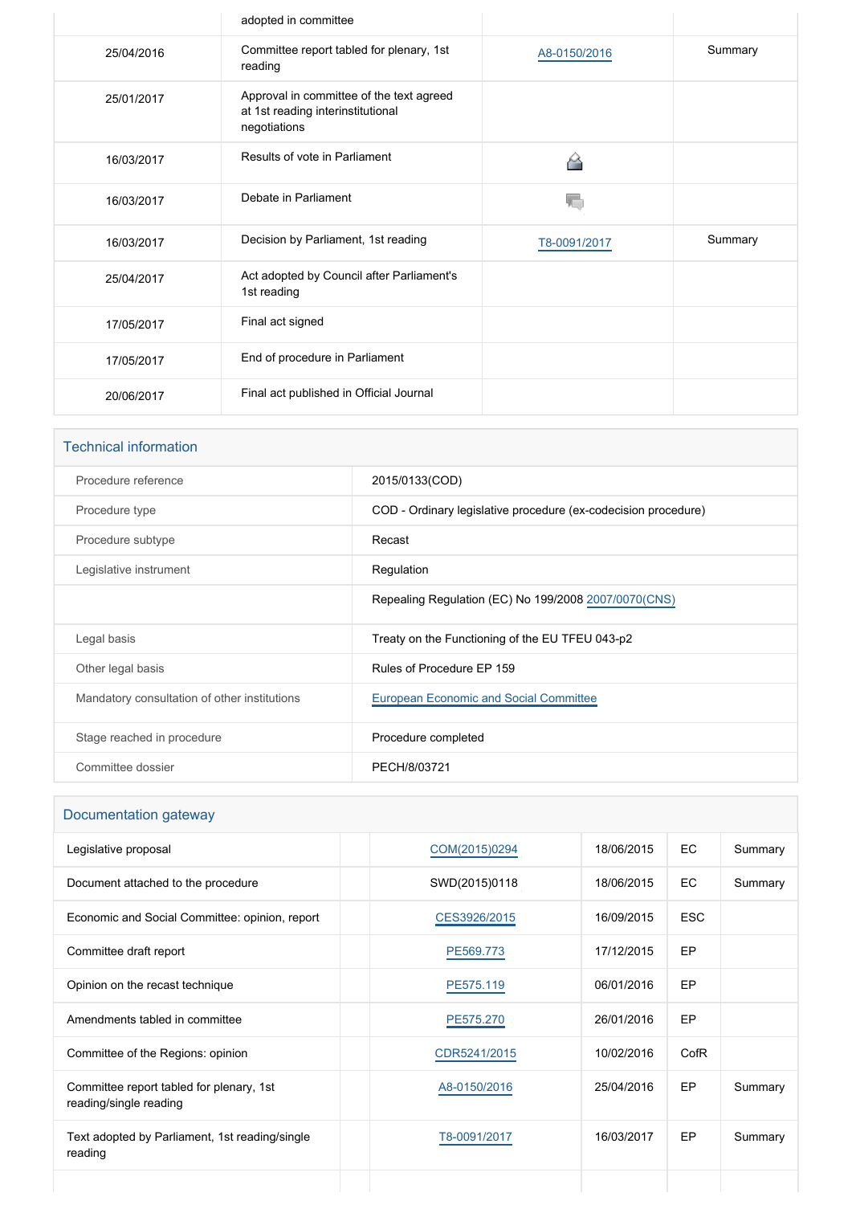| | | | |
|---|---|---|---|
| | adopted in committee | | |
| 25/04/2016 | Committee report tabled for plenary, 1st reading | A8-0150/2016 | Summary |
| 25/01/2017 | Approval in committee of the text agreed at 1st reading interinstitutional negotiations | | |
| 16/03/2017 | Results of vote in Parliament | | |
| 16/03/2017 | Debate in Parliament | | |
| 16/03/2017 | Decision by Parliament, 1st reading | T8-0091/2017 | Summary |
| 25/04/2017 | Act adopted by Council after Parliament's 1st reading | | |
| 17/05/2017 | Final act signed | | |
| 17/05/2017 | End of procedure in Parliament | | |
| 20/06/2017 | Final act published in Official Journal | | |

## Technical information

| | |
|---|---|
| Procedure reference | 2015/0133(COD) |
| Procedure type | COD - Ordinary legislative procedure (ex-codecision procedure) |
| Procedure subtype | Recast |
| Legislative instrument | Regulation |
| | Repealing Regulation (EC) No 199/2008 2007/0070(CNS) |
| Legal basis | Treaty on the Functioning of the EU TFEU 043-p2 |
| Other legal basis | Rules of Procedure EP 159 |
| Mandatory consultation of other institutions | European Economic and Social Committee |
| Stage reached in procedure | Procedure completed |
| Committee dossier | PECH/8/03721 |

## Documentation gateway

| | | | | | |
|---|---|---|---|---|---|
| Legislative proposal | | COM(2015)0294 | 18/06/2015 | EC | Summary |
| Document attached to the procedure | | SWD(2015)0118 | 18/06/2015 | EC | Summary |
| Economic and Social Committee: opinion, report | | CES3926/2015 | 16/09/2015 | ESC | |
| Committee draft report | | PE569.773 | 17/12/2015 | EP | |
| Opinion on the recast technique | | PE575.119 | 06/01/2016 | EP | |
| Amendments tabled in committee | | PE575.270 | 26/01/2016 | EP | |
| Committee of the Regions: opinion | | CDR5241/2015 | 10/02/2016 | CofR | |
| Committee report tabled for plenary, 1st reading/single reading | | A8-0150/2016 | 25/04/2016 | EP | Summary |
| Text adopted by Parliament, 1st reading/single reading | | T8-0091/2017 | 16/03/2017 | EP | Summary |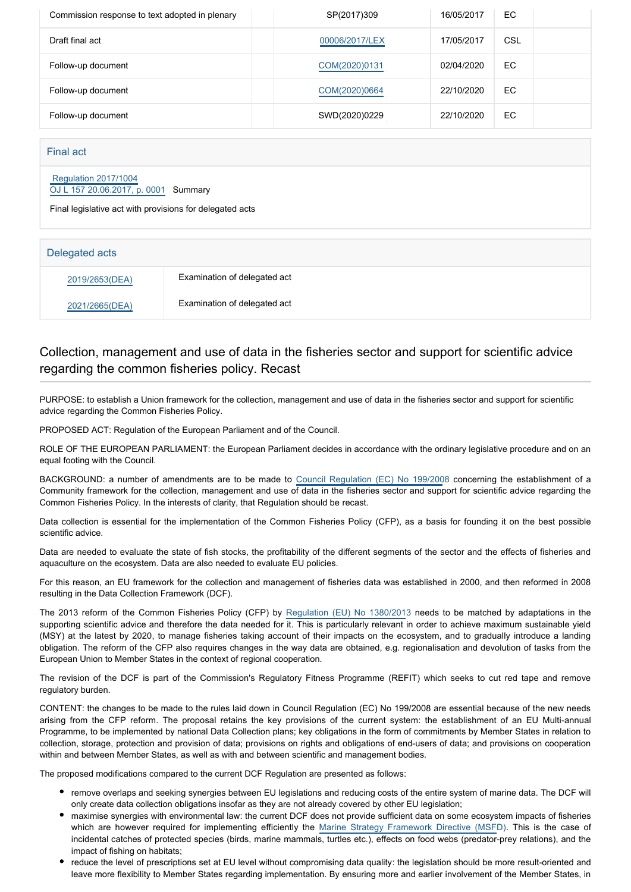| Commission response to text adopted in plenary | | SP(2017)309 | 16/05/2017 | EC | |
|---|---|---|---|---|---|
| Draft final act | | 00006/2017/LEX | 17/05/2017 | CSL | |
| Follow-up document | | COM(2020)0131 | 02/04/2020 | EC | |
| Follow-up document | | COM(2020)0664 | 22/10/2020 | EC | |
| Follow-up document | | SWD(2020)0229 | 22/10/2020 | EC | |

## Final act

Regulation 2017/1004
OJ L 157 20.06.2017, p. 0001 Summary

Final legislative act with provisions for delegated acts

## Delegated acts

| 2019/2653(DEA) | Examination of delegated act |
|---|---|
| 2021/2665(DEA) | Examination of delegated act |

## Collection, management and use of data in the fisheries sector and support for scientific advice regarding the common fisheries policy. Recast

PURPOSE: to establish a Union framework for the collection, management and use of data in the fisheries sector and support for scientific advice regarding the Common Fisheries Policy.

PROPOSED ACT: Regulation of the European Parliament and of the Council.

ROLE OF THE EUROPEAN PARLIAMENT: the European Parliament decides in accordance with the ordinary legislative procedure and on an equal footing with the Council.

BACKGROUND: a number of amendments are to be made to Council Regulation (EC) No 199/2008 concerning the establishment of a Community framework for the collection, management and use of data in the fisheries sector and support for scientific advice regarding the Common Fisheries Policy. In the interests of clarity, that Regulation should be recast.

Data collection is essential for the implementation of the Common Fisheries Policy (CFP), as a basis for founding it on the best possible scientific advice.

Data are needed to evaluate the state of fish stocks, the profitability of the different segments of the sector and the effects of fisheries and aquaculture on the ecosystem. Data are also needed to evaluate EU policies.

For this reason, an EU framework for the collection and management of fisheries data was established in 2000, and then reformed in 2008 resulting in the Data Collection Framework (DCF).

The 2013 reform of the Common Fisheries Policy (CFP) by Regulation (EU) No 1380/2013 needs to be matched by adaptations in the supporting scientific advice and therefore the data needed for it. This is particularly relevant in order to achieve maximum sustainable yield (MSY) at the latest by 2020, to manage fisheries taking account of their impacts on the ecosystem, and to gradually introduce a landing obligation. The reform of the CFP also requires changes in the way data are obtained, e.g. regionalisation and devolution of tasks from the European Union to Member States in the context of regional cooperation.

The revision of the DCF is part of the Commission's Regulatory Fitness Programme (REFIT) which seeks to cut red tape and remove regulatory burden.

CONTENT: the changes to be made to the rules laid down in Council Regulation (EC) No 199/2008 are essential because of the new needs arising from the CFP reform. The proposal retains the key provisions of the current system: the establishment of an EU Multi-annual Programme, to be implemented by national Data Collection plans; key obligations in the form of commitments by Member States in relation to collection, storage, protection and provision of data; provisions on rights and obligations of end-users of data; and provisions on cooperation within and between Member States, as well as with and between scientific and management bodies.

The proposed modifications compared to the current DCF Regulation are presented as follows:

- remove overlaps and seeking synergies between EU legislations and reducing costs of the entire system of marine data. The DCF will only create data collection obligations insofar as they are not already covered by other EU legislation;
- maximise synergies with environmental law: the current DCF does not provide sufficient data on some ecosystem impacts of fisheries which are however required for implementing efficiently the Marine Strategy Framework Directive (MSFD). This is the case of incidental catches of protected species (birds, marine mammals, turtles etc.), effects on food webs (predator-prey relations), and the impact of fishing on habitats;
- reduce the level of prescriptions set at EU level without compromising data quality: the legislation should be more result-oriented and leave more flexibility to Member States regarding implementation. By ensuring more and earlier involvement of the Member States, in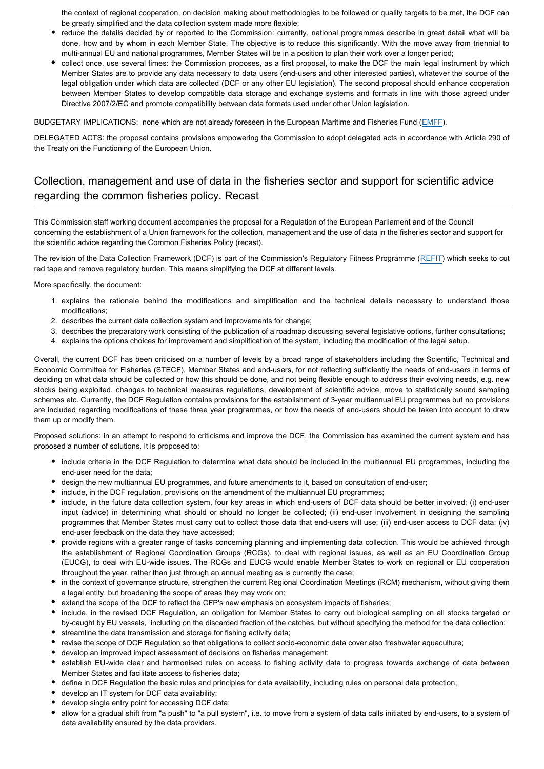the context of regional cooperation, on decision making about methodologies to be followed or quality targets to be met, the DCF can be greatly simplified and the data collection system made more flexible;

- reduce the details decided by or reported to the Commission: currently, national programmes describe in great detail what will be done, how and by whom in each Member State. The objective is to reduce this significantly. With the move away from triennial to multi-annual EU and national programmes, Member States will be in a position to plan their work over a longer period;
- collect once, use several times: the Commission proposes, as a first proposal, to make the DCF the main legal instrument by which Member States are to provide any data necessary to data users (end-users and other interested parties), whatever the source of the legal obligation under which data are collected (DCF or any other EU legislation). The second proposal should enhance cooperation between Member States to develop compatible data storage and exchange systems and formats in line with those agreed under Directive 2007/2/EC and promote compatibility between data formats used under other Union legislation.

BUDGETARY IMPLICATIONS: none which are not already foreseen in the European Maritime and Fisheries Fund (EMFF).

DELEGATED ACTS: the proposal contains provisions empowering the Commission to adopt delegated acts in accordance with Article 290 of the Treaty on the Functioning of the European Union.

## Collection, management and use of data in the fisheries sector and support for scientific advice regarding the common fisheries policy. Recast

This Commission staff working document accompanies the proposal for a Regulation of the European Parliament and of the Council concerning the establishment of a Union framework for the collection, management and the use of data in the fisheries sector and support for the scientific advice regarding the Common Fisheries Policy (recast).

The revision of the Data Collection Framework (DCF) is part of the Commission's Regulatory Fitness Programme (REFIT) which seeks to cut red tape and remove regulatory burden. This means simplifying the DCF at different levels.

More specifically, the document:

1. explains the rationale behind the modifications and simplification and the technical details necessary to understand those modifications;
2. describes the current data collection system and improvements for change;
3. describes the preparatory work consisting of the publication of a roadmap discussing several legislative options, further consultations;
4. explains the options choices for improvement and simplification of the system, including the modification of the legal setup.

Overall, the current DCF has been criticised on a number of levels by a broad range of stakeholders including the Scientific, Technical and Economic Committee for Fisheries (STECF), Member States and end-users, for not reflecting sufficiently the needs of end-users in terms of deciding on what data should be collected or how this should be done, and not being flexible enough to address their evolving needs, e.g. new stocks being exploited, changes to technical measures regulations, development of scientific advice, move to statistically sound sampling schemes etc. Currently, the DCF Regulation contains provisions for the establishment of 3-year multiannual EU programmes but no provisions are included regarding modifications of these three year programmes, or how the needs of end-users should be taken into account to draw them up or modify them.

Proposed solutions: in an attempt to respond to criticisms and improve the DCF, the Commission has examined the current system and has proposed a number of solutions. It is proposed to:

- include criteria in the DCF Regulation to determine what data should be included in the multiannual EU programmes, including the end-user need for the data;
- design the new multiannual EU programmes, and future amendments to it, based on consultation of end-user;
- include, in the DCF regulation, provisions on the amendment of the multiannual EU programmes;
- include, in the future data collection system, four key areas in which end-users of DCF data should be better involved: (i) end-user input (advice) in determining what should or should no longer be collected; (ii) end-user involvement in designing the sampling programmes that Member States must carry out to collect those data that end-users will use; (iii) end-user access to DCF data; (iv) end-user feedback on the data they have accessed;
- provide regions with a greater range of tasks concerning planning and implementing data collection. This would be achieved through the establishment of Regional Coordination Groups (RCGs), to deal with regional issues, as well as an EU Coordination Group (EUCG), to deal with EU-wide issues. The RCGs and EUCG would enable Member States to work on regional or EU cooperation throughout the year, rather than just through an annual meeting as is currently the case;
- in the context of governance structure, strengthen the current Regional Coordination Meetings (RCM) mechanism, without giving them a legal entity, but broadening the scope of areas they may work on;
- extend the scope of the DCF to reflect the CFP's new emphasis on ecosystem impacts of fisheries;
- include, in the revised DCF Regulation, an obligation for Member States to carry out biological sampling on all stocks targeted or by-caught by EU vessels, including on the discarded fraction of the catches, but without specifying the method for the data collection;
- streamline the data transmission and storage for fishing activity data;
- revise the scope of DCF Regulation so that obligations to collect socio-economic data cover also freshwater aquaculture;
- develop an improved impact assessment of decisions on fisheries management;
- establish EU-wide clear and harmonised rules on access to fishing activity data to progress towards exchange of data between Member States and facilitate access to fisheries data;
- define in DCF Regulation the basic rules and principles for data availability, including rules on personal data protection;
- develop an IT system for DCF data availability;
- develop single entry point for accessing DCF data;
- allow for a gradual shift from "a push" to "a pull system", i.e. to move from a system of data calls initiated by end-users, to a system of data availability ensured by the data providers.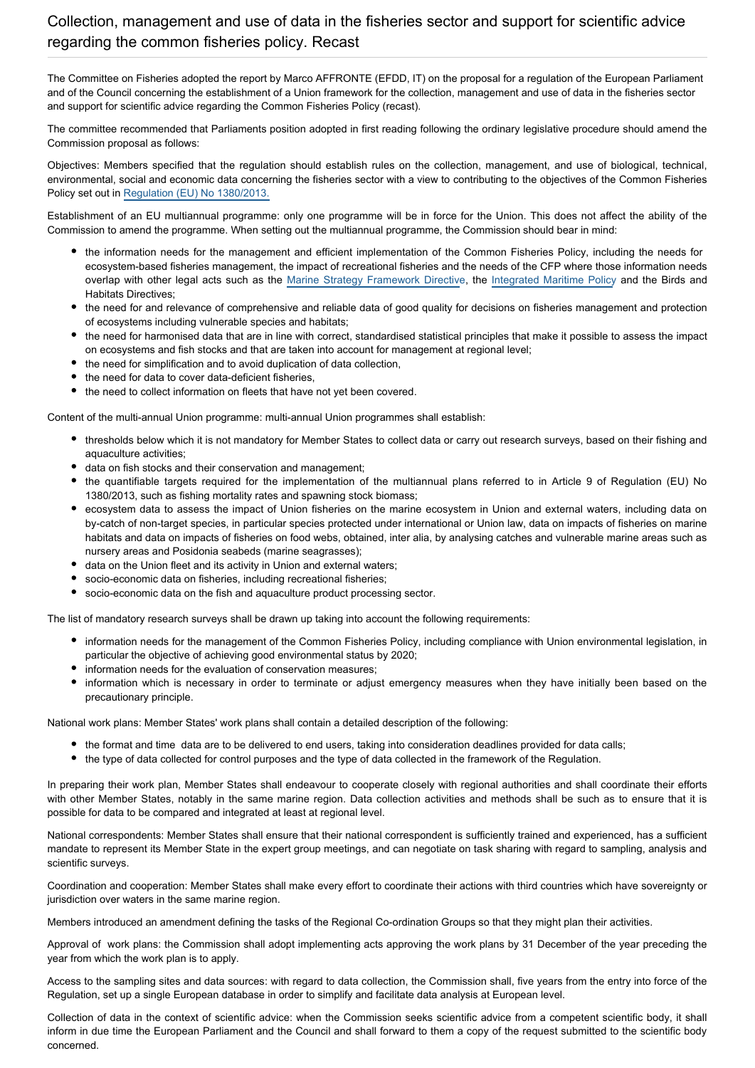# Collection, management and use of data in the fisheries sector and support for scientific advice regarding the common fisheries policy. Recast

The Committee on Fisheries adopted the report by Marco AFFRONTE (EFDD, IT) on the proposal for a regulation of the European Parliament and of the Council concerning the establishment of a Union framework for the collection, management and use of data in the fisheries sector and support for scientific advice regarding the Common Fisheries Policy (recast).

The committee recommended that Parliaments position adopted in first reading following the ordinary legislative procedure should amend the Commission proposal as follows:

Objectives: Members specified that the regulation should establish rules on the collection, management, and use of biological, technical, environmental, social and economic data concerning the fisheries sector with a view to contributing to the objectives of the Common Fisheries Policy set out in Regulation (EU) No 1380/2013.

Establishment of an EU multiannual programme: only one programme will be in force for the Union. This does not affect the ability of the Commission to amend the programme. When setting out the multiannual programme, the Commission should bear in mind:

- the information needs for the management and efficient implementation of the Common Fisheries Policy, including the needs for ecosystem-based fisheries management, the impact of recreational fisheries and the needs of the CFP where those information needs overlap with other legal acts such as the Marine Strategy Framework Directive, the Integrated Maritime Policy and the Birds and Habitats Directives;
- the need for and relevance of comprehensive and reliable data of good quality for decisions on fisheries management and protection of ecosystems including vulnerable species and habitats;
- the need for harmonised data that are in line with correct, standardised statistical principles that make it possible to assess the impact on ecosystems and fish stocks and that are taken into account for management at regional level;
- the need for simplification and to avoid duplication of data collection,
- the need for data to cover data-deficient fisheries,
- the need to collect information on fleets that have not yet been covered.

Content of the multi-annual Union programme: multi-annual Union programmes shall establish:

- thresholds below which it is not mandatory for Member States to collect data or carry out research surveys, based on their fishing and aquaculture activities;
- data on fish stocks and their conservation and management;
- the quantifiable targets required for the implementation of the multiannual plans referred to in Article 9 of Regulation (EU) No 1380/2013, such as fishing mortality rates and spawning stock biomass;
- ecosystem data to assess the impact of Union fisheries on the marine ecosystem in Union and external waters, including data on by-catch of non-target species, in particular species protected under international or Union law, data on impacts of fisheries on marine habitats and data on impacts of fisheries on food webs, obtained, inter alia, by analysing catches and vulnerable marine areas such as nursery areas and Posidonia seabeds (marine seagrasses);
- data on the Union fleet and its activity in Union and external waters;
- socio-economic data on fisheries, including recreational fisheries;
- socio-economic data on the fish and aquaculture product processing sector.

The list of mandatory research surveys shall be drawn up taking into account the following requirements:

- information needs for the management of the Common Fisheries Policy, including compliance with Union environmental legislation, in particular the objective of achieving good environmental status by 2020;
- information needs for the evaluation of conservation measures;
- information which is necessary in order to terminate or adjust emergency measures when they have initially been based on the precautionary principle.

National work plans: Member States' work plans shall contain a detailed description of the following:

- the format and time data are to be delivered to end users, taking into consideration deadlines provided for data calls;
- the type of data collected for control purposes and the type of data collected in the framework of the Regulation.

In preparing their work plan, Member States shall endeavour to cooperate closely with regional authorities and shall coordinate their efforts with other Member States, notably in the same marine region. Data collection activities and methods shall be such as to ensure that it is possible for data to be compared and integrated at least at regional level.

National correspondents: Member States shall ensure that their national correspondent is sufficiently trained and experienced, has a sufficient mandate to represent its Member State in the expert group meetings, and can negotiate on task sharing with regard to sampling, analysis and scientific surveys.

Coordination and cooperation: Member States shall make every effort to coordinate their actions with third countries which have sovereignty or jurisdiction over waters in the same marine region.

Members introduced an amendment defining the tasks of the Regional Co-ordination Groups so that they might plan their activities.

Approval of work plans: the Commission shall adopt implementing acts approving the work plans by 31 December of the year preceding the year from which the work plan is to apply.

Access to the sampling sites and data sources: with regard to data collection, the Commission shall, five years from the entry into force of the Regulation, set up a single European database in order to simplify and facilitate data analysis at European level.

Collection of data in the context of scientific advice: when the Commission seeks scientific advice from a competent scientific body, it shall inform in due time the European Parliament and the Council and shall forward to them a copy of the request submitted to the scientific body concerned.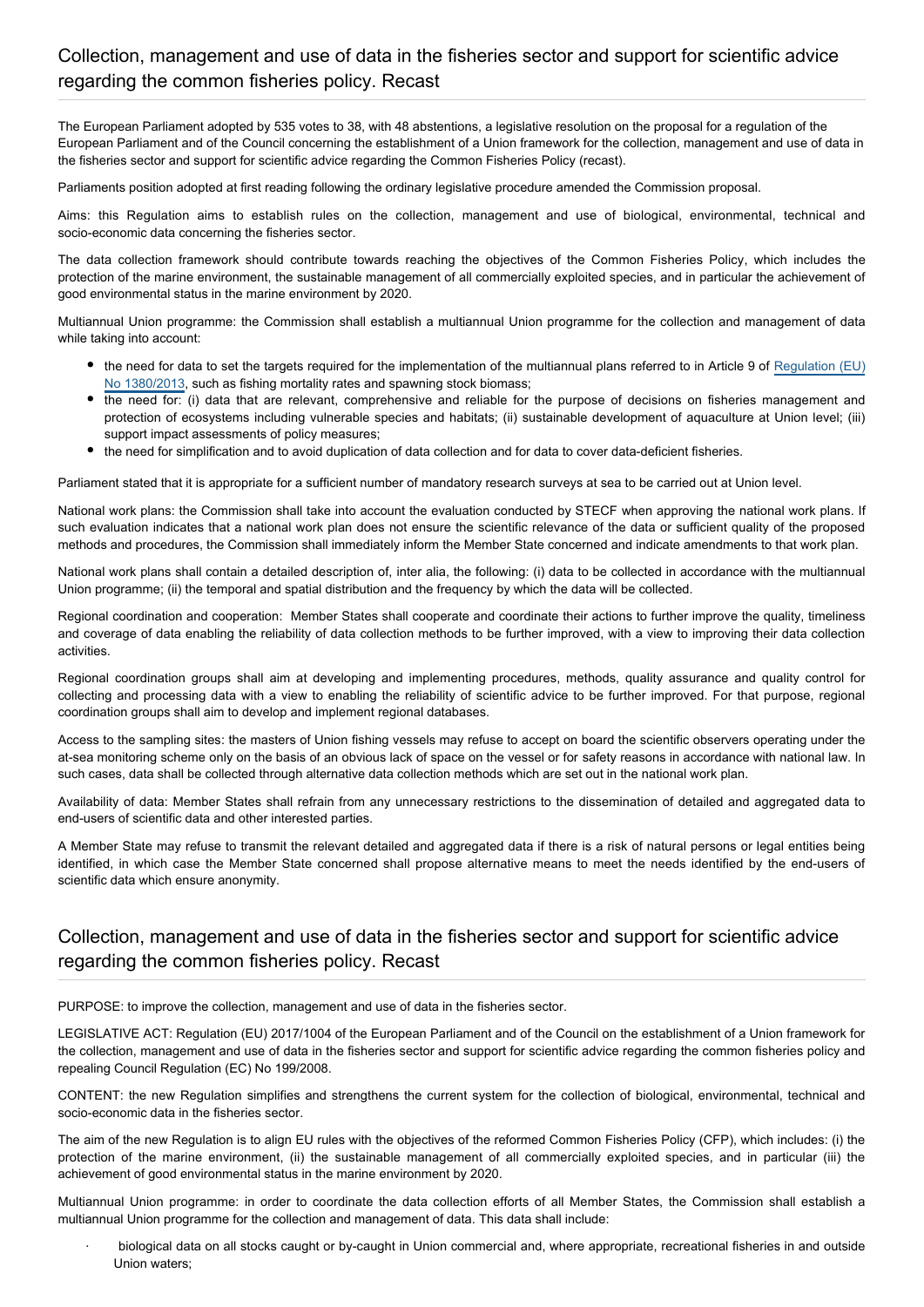## Collection, management and use of data in the fisheries sector and support for scientific advice regarding the common fisheries policy. Recast

The European Parliament adopted by 535 votes to 38, with 48 abstentions, a legislative resolution on the proposal for a regulation of the European Parliament and of the Council concerning the establishment of a Union framework for the collection, management and use of data in the fisheries sector and support for scientific advice regarding the Common Fisheries Policy (recast).

Parliaments position adopted at first reading following the ordinary legislative procedure amended the Commission proposal.

Aims: this Regulation aims to establish rules on the collection, management and use of biological, environmental, technical and socio-economic data concerning the fisheries sector.

The data collection framework should contribute towards reaching the objectives of the Common Fisheries Policy, which includes the protection of the marine environment, the sustainable management of all commercially exploited species, and in particular the achievement of good environmental status in the marine environment by 2020.

Multiannual Union programme: the Commission shall establish a multiannual Union programme for the collection and management of data while taking into account:

- the need for data to set the targets required for the implementation of the multiannual plans referred to in Article 9 of Regulation (EU) No 1380/2013, such as fishing mortality rates and spawning stock biomass;
- the need for: (i) data that are relevant, comprehensive and reliable for the purpose of decisions on fisheries management and protection of ecosystems including vulnerable species and habitats; (ii) sustainable development of aquaculture at Union level; (iii) support impact assessments of policy measures;
- the need for simplification and to avoid duplication of data collection and for data to cover data-deficient fisheries.

Parliament stated that it is appropriate for a sufficient number of mandatory research surveys at sea to be carried out at Union level.

National work plans: the Commission shall take into account the evaluation conducted by STECF when approving the national work plans. If such evaluation indicates that a national work plan does not ensure the scientific relevance of the data or sufficient quality of the proposed methods and procedures, the Commission shall immediately inform the Member State concerned and indicate amendments to that work plan.

National work plans shall contain a detailed description of, inter alia, the following: (i) data to be collected in accordance with the multiannual Union programme; (ii) the temporal and spatial distribution and the frequency by which the data will be collected.

Regional coordination and cooperation: Member States shall cooperate and coordinate their actions to further improve the quality, timeliness and coverage of data enabling the reliability of data collection methods to be further improved, with a view to improving their data collection activities.

Regional coordination groups shall aim at developing and implementing procedures, methods, quality assurance and quality control for collecting and processing data with a view to enabling the reliability of scientific advice to be further improved. For that purpose, regional coordination groups shall aim to develop and implement regional databases.

Access to the sampling sites: the masters of Union fishing vessels may refuse to accept on board the scientific observers operating under the at-sea monitoring scheme only on the basis of an obvious lack of space on the vessel or for safety reasons in accordance with national law. In such cases, data shall be collected through alternative data collection methods which are set out in the national work plan.

Availability of data: Member States shall refrain from any unnecessary restrictions to the dissemination of detailed and aggregated data to end-users of scientific data and other interested parties.

A Member State may refuse to transmit the relevant detailed and aggregated data if there is a risk of natural persons or legal entities being identified, in which case the Member State concerned shall propose alternative means to meet the needs identified by the end-users of scientific data which ensure anonymity.

## Collection, management and use of data in the fisheries sector and support for scientific advice regarding the common fisheries policy. Recast

PURPOSE: to improve the collection, management and use of data in the fisheries sector.

LEGISLATIVE ACT: Regulation (EU) 2017/1004 of the European Parliament and of the Council on the establishment of a Union framework for the collection, management and use of data in the fisheries sector and support for scientific advice regarding the common fisheries policy and repealing Council Regulation (EC) No 199/2008.

CONTENT: the new Regulation simplifies and strengthens the current system for the collection of biological, environmental, technical and socio-economic data in the fisheries sector.

The aim of the new Regulation is to align EU rules with the objectives of the reformed Common Fisheries Policy (CFP), which includes: (i) the protection of the marine environment, (ii) the sustainable management of all commercially exploited species, and in particular (iii) the achievement of good environmental status in the marine environment by 2020.

Multiannual Union programme: in order to coordinate the data collection efforts of all Member States, the Commission shall establish a multiannual Union programme for the collection and management of data. This data shall include:

- biological data on all stocks caught or by-caught in Union commercial and, where appropriate, recreational fisheries in and outside Union waters;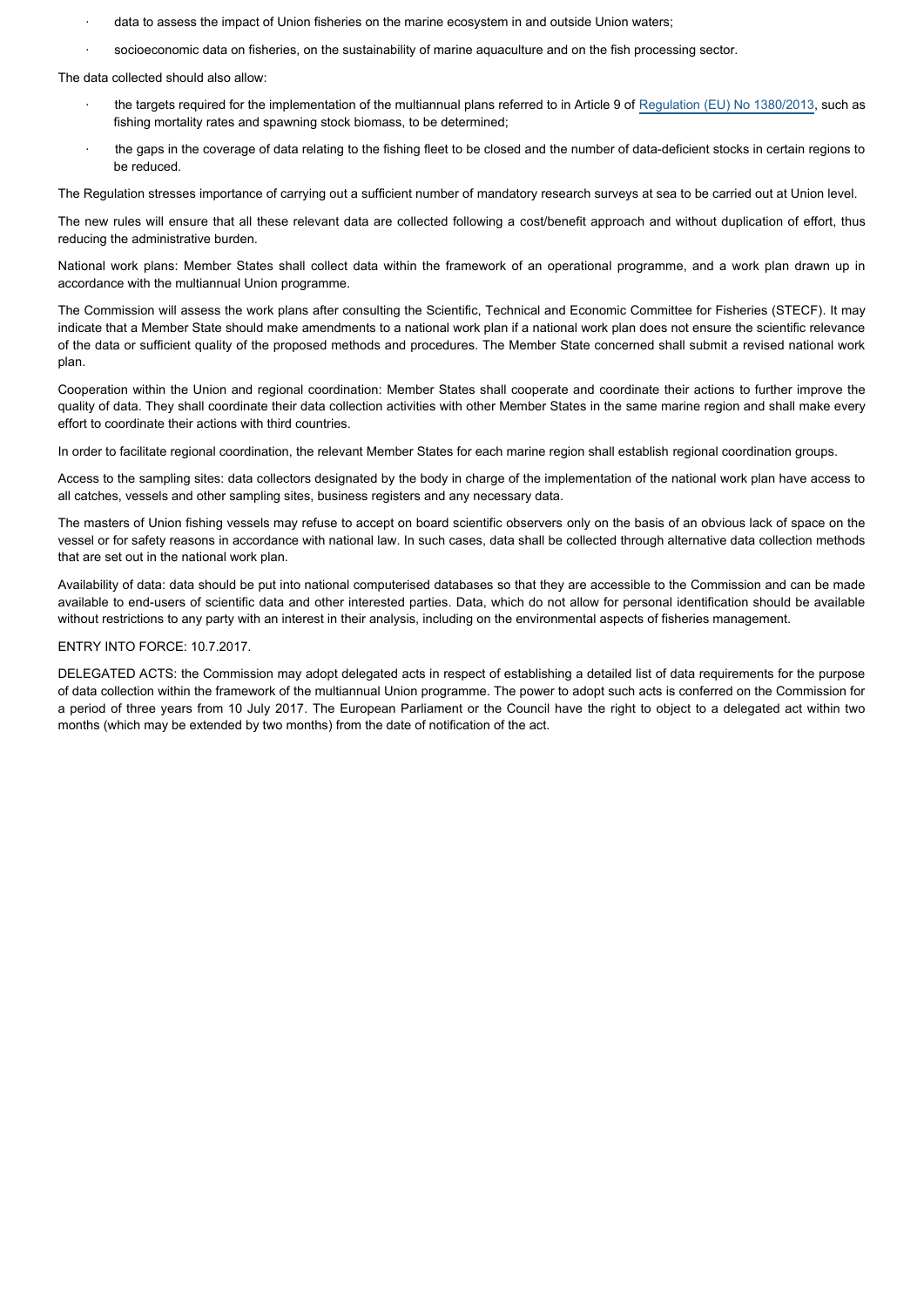- data to assess the impact of Union fisheries on the marine ecosystem in and outside Union waters;
- socioeconomic data on fisheries, on the sustainability of marine aquaculture and on the fish processing sector.

The data collected should also allow:

- the targets required for the implementation of the multiannual plans referred to in Article 9 of Regulation (EU) No 1380/2013, such as fishing mortality rates and spawning stock biomass, to be determined;
- the gaps in the coverage of data relating to the fishing fleet to be closed and the number of data-deficient stocks in certain regions to be reduced.

The Regulation stresses importance of carrying out a sufficient number of mandatory research surveys at sea to be carried out at Union level.

The new rules will ensure that all these relevant data are collected following a cost/benefit approach and without duplication of effort, thus reducing the administrative burden.

National work plans: Member States shall collect data within the framework of an operational programme, and a work plan drawn up in accordance with the multiannual Union programme.

The Commission will assess the work plans after consulting the Scientific, Technical and Economic Committee for Fisheries (STECF). It may indicate that a Member State should make amendments to a national work plan if a national work plan does not ensure the scientific relevance of the data or sufficient quality of the proposed methods and procedures. The Member State concerned shall submit a revised national work plan.

Cooperation within the Union and regional coordination: Member States shall cooperate and coordinate their actions to further improve the quality of data. They shall coordinate their data collection activities with other Member States in the same marine region and shall make every effort to coordinate their actions with third countries.

In order to facilitate regional coordination, the relevant Member States for each marine region shall establish regional coordination groups.

Access to the sampling sites: data collectors designated by the body in charge of the implementation of the national work plan have access to all catches, vessels and other sampling sites, business registers and any necessary data.

The masters of Union fishing vessels may refuse to accept on board scientific observers only on the basis of an obvious lack of space on the vessel or for safety reasons in accordance with national law. In such cases, data shall be collected through alternative data collection methods that are set out in the national work plan.

Availability of data: data should be put into national computerised databases so that they are accessible to the Commission and can be made available to end-users of scientific data and other interested parties. Data, which do not allow for personal identification should be available without restrictions to any party with an interest in their analysis, including on the environmental aspects of fisheries management.

ENTRY INTO FORCE: 10.7.2017.

DELEGATED ACTS: the Commission may adopt delegated acts in respect of establishing a detailed list of data requirements for the purpose of data collection within the framework of the multiannual Union programme. The power to adopt such acts is conferred on the Commission for a period of three years from 10 July 2017. The European Parliament or the Council have the right to object to a delegated act within two months (which may be extended by two months) from the date of notification of the act.